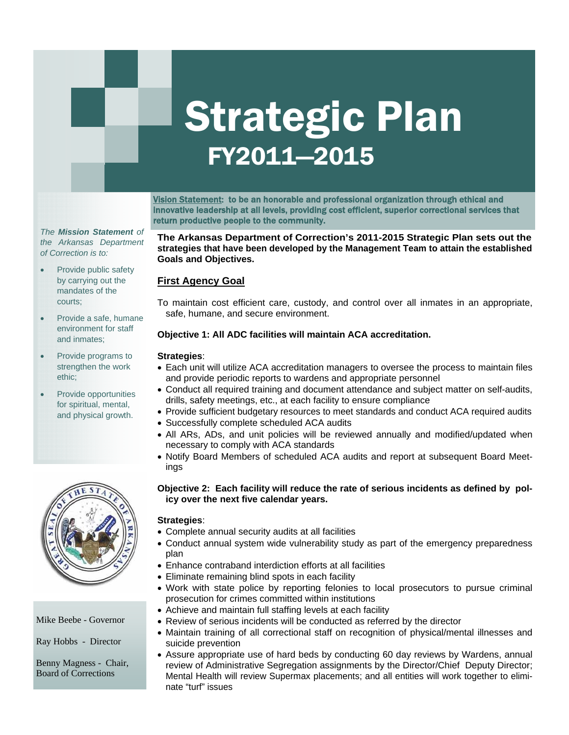# Strategic Plan

## FY2011—2015

**Vision Statement: to be an honorable and professional organization through ethical and innovative leadership at all levels, providing cost efficient, superior correctional services that return productive people to the community.**

*The **Mission Statement** of the Arkansas Department of Correction is to:*

- Provide public safety by carrying out the mandates of the courts;
- Provide a safe, humane environment for staff and inmates;
- Provide programs to strengthen the work ethic;
- Provide opportunities for spiritual, mental, and physical growth.

Mike Beebe - Governor

Ray Hobbs - Director

Benny Magness - Chair, Board of Corrections

**The Arkansas Department of Correction's 2011-2015 Strategic Plan sets out the strategies that have been developed by the Management Team to attain the established Goals and Objectives.**

## First Agency Goal

To maintain cost efficient care, custody, and control over all inmates in an appropriate, safe, humane, and secure environment.

**Objective 1: All ADC facilities will maintain ACA accreditation.**

**Strategies**:

- Each unit will utilize ACA accreditation managers to oversee the process to maintain files and provide periodic reports to wardens and appropriate personnel
- Conduct all required training and document attendance and subject matter on self-audits, drills, safety meetings, etc., at each facility to ensure compliance
- Provide sufficient budgetary resources to meet standards and conduct ACA required audits
- Successfully complete scheduled ACA audits
- All ARs, ADs, and unit policies will be reviewed annually and modified/updated when necessary to comply with ACA standards
- Notify Board Members of scheduled ACA audits and report at subsequent Board Meetings

**Objective 2: Each facility will reduce the rate of serious incidents as defined by policy over the next five calendar years.**

**Strategies**:

- Complete annual security audits at all facilities
- Conduct annual system wide vulnerability study as part of the emergency preparedness plan
- Enhance contraband interdiction efforts at all facilities
- Eliminate remaining blind spots in each facility
- Work with state police by reporting felonies to local prosecutors to pursue criminal prosecution for crimes committed within institutions
- Achieve and maintain full staffing levels at each facility
- Review of serious incidents will be conducted as referred by the director
- Maintain training of all correctional staff on recognition of physical/mental illnesses and suicide prevention
- Assure appropriate use of hard beds by conducting 60 day reviews by Wardens, annual review of Administrative Segregation assignments by the Director/Chief Deputy Director; Mental Health will review Supermax placements; and all entities will work together to eliminate "turf" issues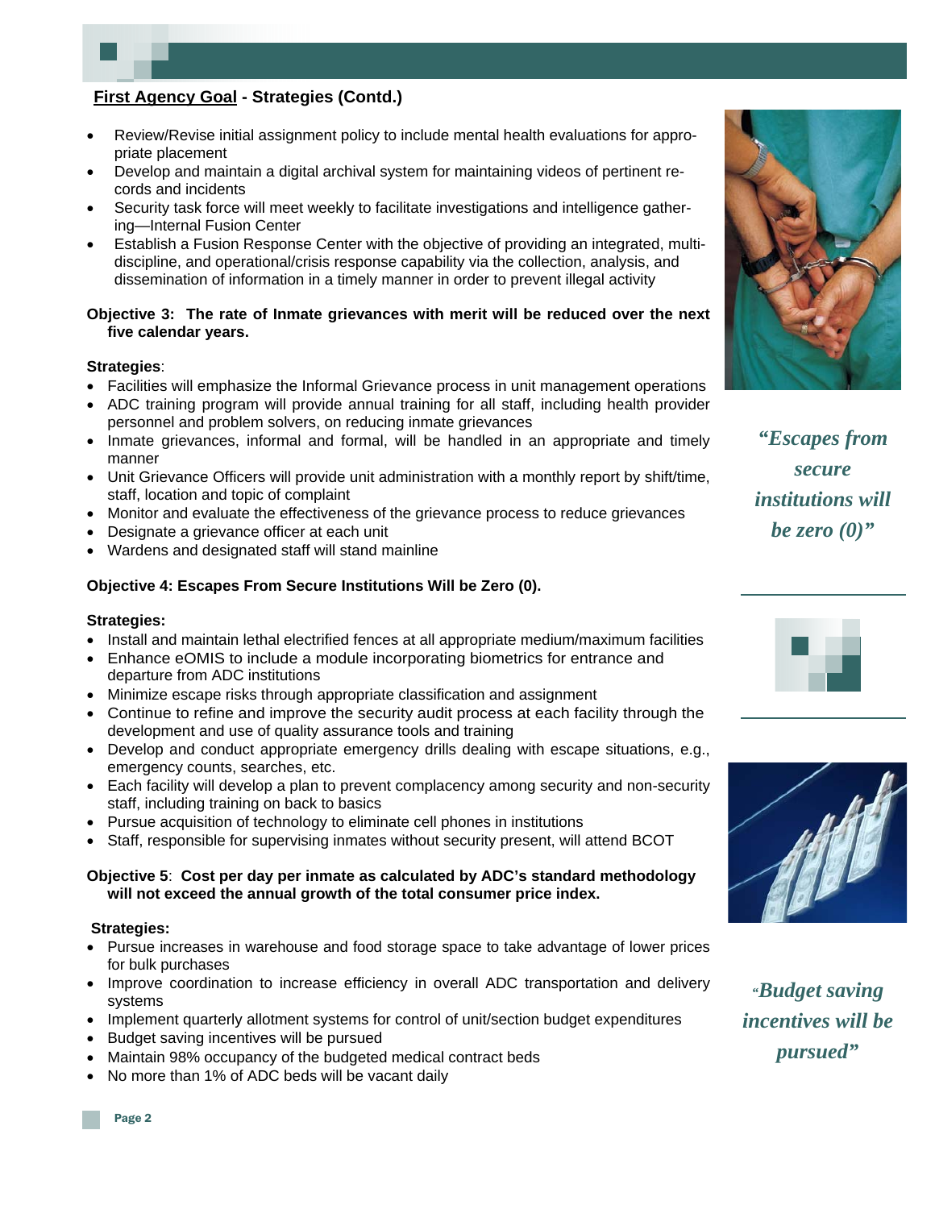## First Agency Goal - Strategies (Contd.)

- Review/Revise initial assignment policy to include mental health evaluations for appropriate placement
- Develop and maintain a digital archival system for maintaining videos of pertinent records and incidents
- Security task force will meet weekly to facilitate investigations and intelligence gathering—Internal Fusion Center
- Establish a Fusion Response Center with the objective of providing an integrated, multi-discipline, and operational/crisis response capability via the collection, analysis, and dissemination of information in a timely manner in order to prevent illegal activity

**Objective 3: The rate of Inmate grievances with merit will be reduced over the next five calendar years.**

**Strategies**:

- Facilities will emphasize the Informal Grievance process in unit management operations
- ADC training program will provide annual training for all staff, including health provider personnel and problem solvers, on reducing inmate grievances
- Inmate grievances, informal and formal, will be handled in an appropriate and timely manner
- Unit Grievance Officers will provide unit administration with a monthly report by shift/time, staff, location and topic of complaint
- Monitor and evaluate the effectiveness of the grievance process to reduce grievances
- Designate a grievance officer at each unit
- Wardens and designated staff will stand mainline

**Objective 4: Escapes From Secure Institutions Will be Zero (0).**

**Strategies:**

- Install and maintain lethal electrified fences at all appropriate medium/maximum facilities
- Enhance eOMIS to include a module incorporating biometrics for entrance and departure from ADC institutions
- Minimize escape risks through appropriate classification and assignment
- Continue to refine and improve the security audit process at each facility through the development and use of quality assurance tools and training
- Develop and conduct appropriate emergency drills dealing with escape situations, e.g., emergency counts, searches, etc.
- Each facility will develop a plan to prevent complacency among security and non-security staff, including training on back to basics
- Pursue acquisition of technology to eliminate cell phones in institutions
- Staff, responsible for supervising inmates without security present, will attend BCOT

**Objective 5**: **Cost per day per inmate as calculated by ADC's standard methodology will not exceed the annual growth of the total consumer price index.**

**Strategies:**

- Pursue increases in warehouse and food storage space to take advantage of lower prices for bulk purchases
- Improve coordination to increase efficiency in overall ADC transportation and delivery systems
- Implement quarterly allotment systems for control of unit/section budget expenditures
- Budget saving incentives will be pursued
- Maintain 98% occupancy of the budgeted medical contract beds
- No more than 1% of ADC beds will be vacant daily

*"Escapes from secure institutions will be zero (0)"*

*"Budget saving incentives will be pursued"*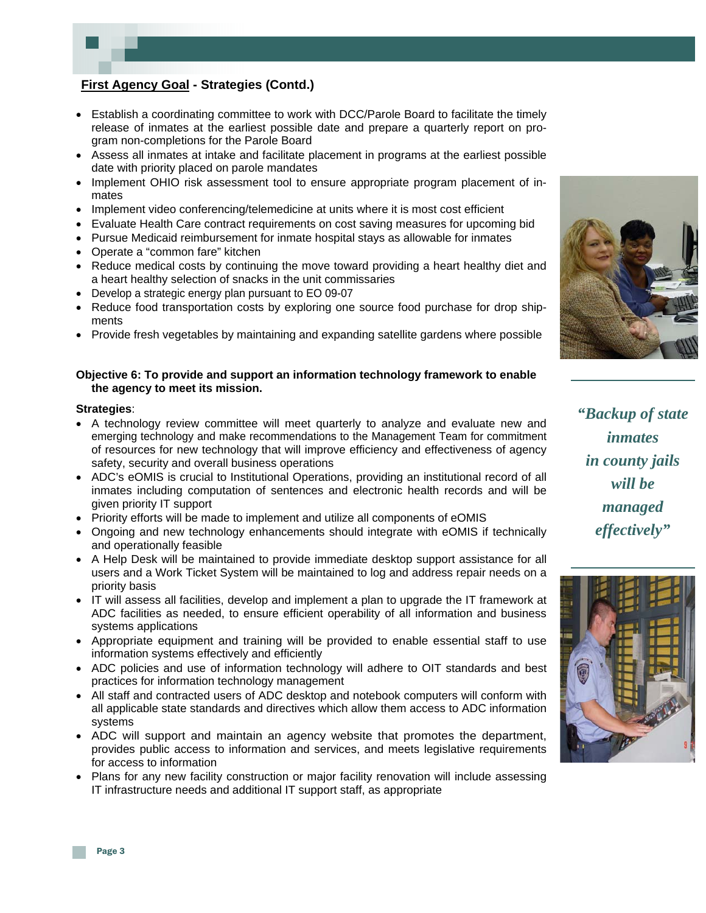## First Agency Goal - Strategies (Contd.)

- Establish a coordinating committee to work with DCC/Parole Board to facilitate the timely release of inmates at the earliest possible date and prepare a quarterly report on program non-completions for the Parole Board
- Assess all inmates at intake and facilitate placement in programs at the earliest possible date with priority placed on parole mandates
- Implement OHIO risk assessment tool to ensure appropriate program placement of inmates
- Implement video conferencing/telemedicine at units where it is most cost efficient
- Evaluate Health Care contract requirements on cost saving measures for upcoming bid
- Pursue Medicaid reimbursement for inmate hospital stays as allowable for inmates
- Operate a "common fare" kitchen
- Reduce medical costs by continuing the move toward providing a heart healthy diet and a heart healthy selection of snacks in the unit commissaries
- Develop a strategic energy plan pursuant to EO 09-07
- Reduce food transportation costs by exploring one source food purchase for drop shipments
- Provide fresh vegetables by maintaining and expanding satellite gardens where possible

**Objective 6: To provide and support an information technology framework to enable the agency to meet its mission.**

**Strategies**:

- A technology review committee will meet quarterly to analyze and evaluate new and emerging technology and make recommendations to the Management Team for commitment of resources for new technology that will improve efficiency and effectiveness of agency safety, security and overall business operations
- ADC's eOMIS is crucial to Institutional Operations, providing an institutional record of all inmates including computation of sentences and electronic health records and will be given priority IT support
- Priority efforts will be made to implement and utilize all components of eOMIS
- Ongoing and new technology enhancements should integrate with eOMIS if technically and operationally feasible
- A Help Desk will be maintained to provide immediate desktop support assistance for all users and a Work Ticket System will be maintained to log and address repair needs on a priority basis
- IT will assess all facilities, develop and implement a plan to upgrade the IT framework at ADC facilities as needed, to ensure efficient operability of all information and business systems applications
- Appropriate equipment and training will be provided to enable essential staff to use information systems effectively and efficiently
- ADC policies and use of information technology will adhere to OIT standards and best practices for information technology management
- All staff and contracted users of ADC desktop and notebook computers will conform with all applicable state standards and directives which allow them access to ADC information systems
- ADC will support and maintain an agency website that promotes the department, provides public access to information and services, and meets legislative requirements for access to information
- Plans for any new facility construction or major facility renovation will include assessing IT infrastructure needs and additional IT support staff, as appropriate

*"Backup of state inmates in county jails will be managed effectively"*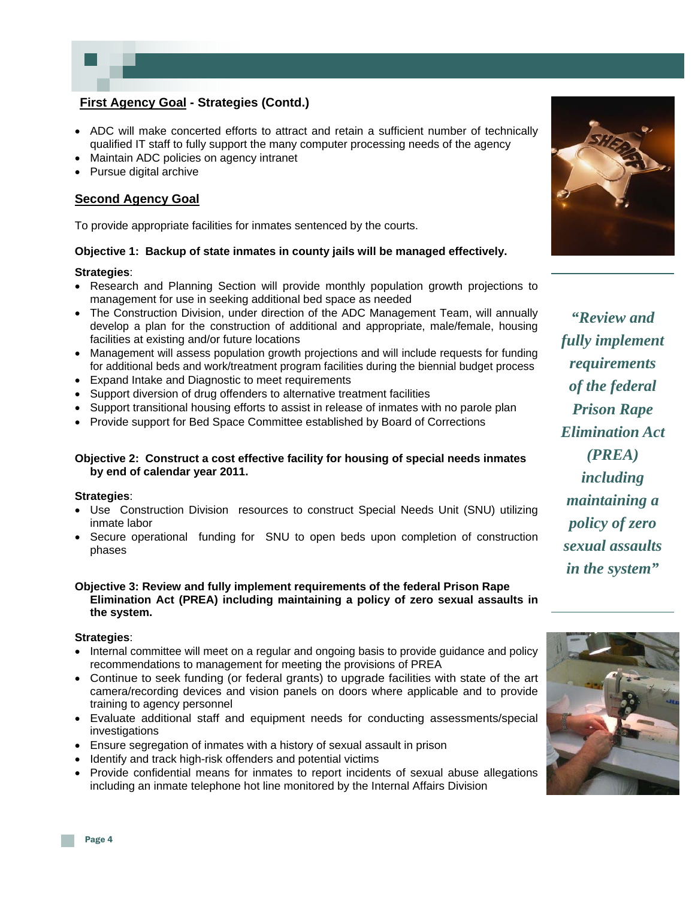**First Agency Goal - Strategies (Contd.)**

- ADC will make concerted efforts to attract and retain a sufficient number of technically qualified IT staff to fully support the many computer processing needs of the agency
- Maintain ADC policies on agency intranet
- Pursue digital archive

## Second Agency Goal

To provide appropriate facilities for inmates sentenced by the courts.

**Objective 1: Backup of state inmates in county jails will be managed effectively.**

**Strategies**:

- Research and Planning Section will provide monthly population growth projections to management for use in seeking additional bed space as needed
- The Construction Division, under direction of the ADC Management Team, will annually develop a plan for the construction of additional and appropriate, male/female, housing facilities at existing and/or future locations
- Management will assess population growth projections and will include requests for funding for additional beds and work/treatment program facilities during the biennial budget process
- Expand Intake and Diagnostic to meet requirements
- Support diversion of drug offenders to alternative treatment facilities
- Support transitional housing efforts to assist in release of inmates with no parole plan
- Provide support for Bed Space Committee established by Board of Corrections

**Objective 2: Construct a cost effective facility for housing of special needs inmates by end of calendar year 2011.**

**Strategies**:

- Use Construction Division resources to construct Special Needs Unit (SNU) utilizing inmate labor
- Secure operational funding for SNU to open beds upon completion of construction phases

**Objective 3: Review and fully implement requirements of the federal Prison Rape Elimination Act (PREA) including maintaining a policy of zero sexual assaults in the system.**

**Strategies**:

- Internal committee will meet on a regular and ongoing basis to provide guidance and policy recommendations to management for meeting the provisions of PREA
- Continue to seek funding (or federal grants) to upgrade facilities with state of the art camera/recording devices and vision panels on doors where applicable and to provide training to agency personnel
- Evaluate additional staff and equipment needs for conducting assessments/special investigations
- Ensure segregation of inmates with a history of sexual assault in prison
- Identify and track high-risk offenders and potential victims
- Provide confidential means for inmates to report incidents of sexual abuse allegations including an inmate telephone hot line monitored by the Internal Affairs Division

*"Review and fully implement requirements of the federal Prison Rape Elimination Act (PREA) including maintaining a policy of zero sexual assaults in the system"*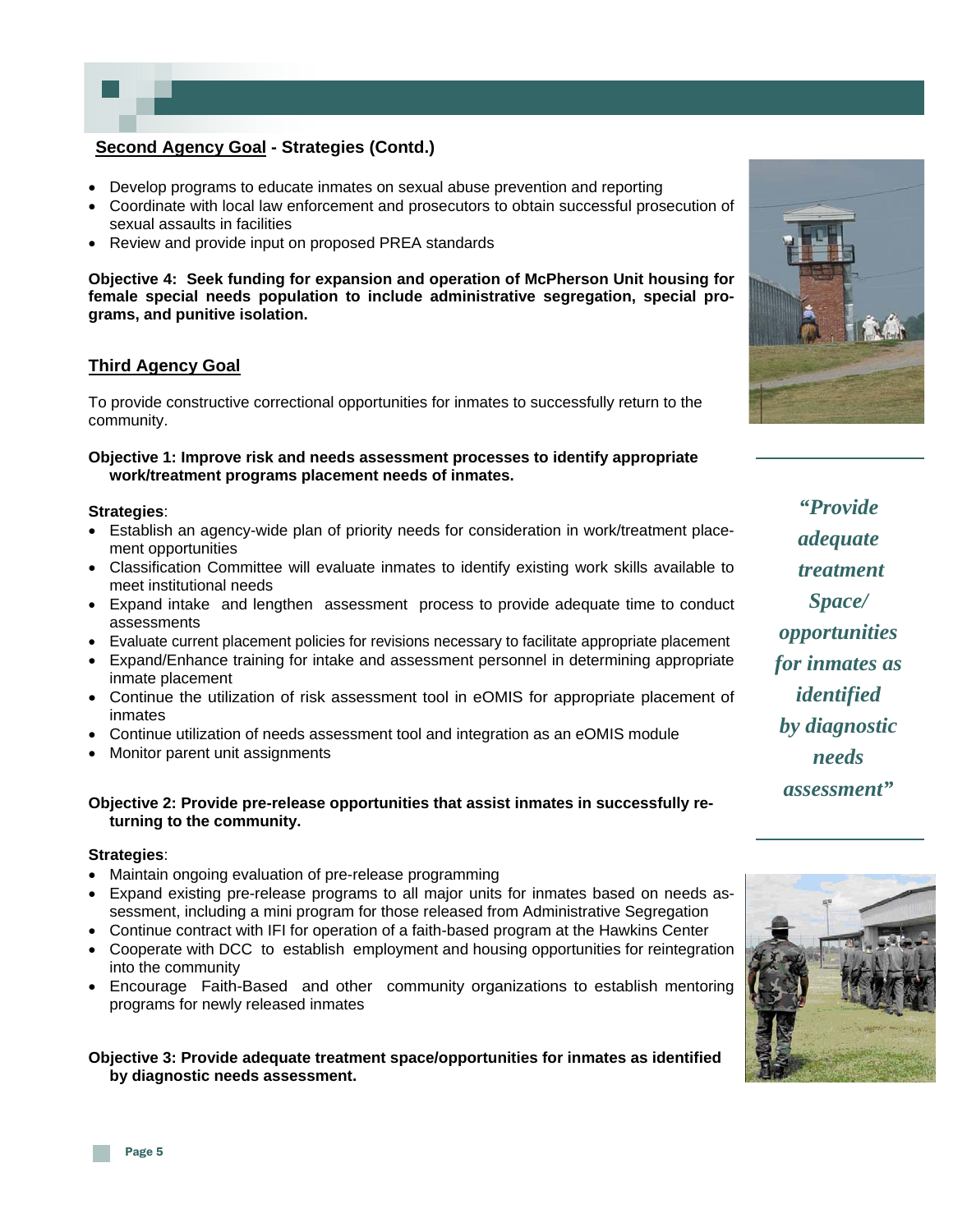## Second Agency Goal - Strategies (Contd.)

- Develop programs to educate inmates on sexual abuse prevention and reporting
- Coordinate with local law enforcement and prosecutors to obtain successful prosecution of sexual assaults in facilities
- Review and provide input on proposed PREA standards

**Objective 4: Seek funding for expansion and operation of McPherson Unit housing for female special needs population to include administrative segregation, special programs, and punitive isolation.**

## Third Agency Goal

To provide constructive correctional opportunities for inmates to successfully return to the community.

**Objective 1: Improve risk and needs assessment processes to identify appropriate work/treatment programs placement needs of inmates.**

**Strategies**:

- Establish an agency-wide plan of priority needs for consideration in work/treatment placement opportunities
- Classification Committee will evaluate inmates to identify existing work skills available to meet institutional needs
- Expand intake and lengthen assessment process to provide adequate time to conduct assessments
- Evaluate current placement policies for revisions necessary to facilitate appropriate placement
- Expand/Enhance training for intake and assessment personnel in determining appropriate inmate placement
- Continue the utilization of risk assessment tool in eOMIS for appropriate placement of inmates
- Continue utilization of needs assessment tool and integration as an eOMIS module
- Monitor parent unit assignments

**Objective 2: Provide pre-release opportunities that assist inmates in successfully returning to the community.**

**Strategies**:

- Maintain ongoing evaluation of pre-release programming
- Expand existing pre-release programs to all major units for inmates based on needs assessment, including a mini program for those released from Administrative Segregation
- Continue contract with IFI for operation of a faith-based program at the Hawkins Center
- Cooperate with DCC to establish employment and housing opportunities for reintegration into the community
- Encourage Faith-Based and other community organizations to establish mentoring programs for newly released inmates

**Objective 3: Provide adequate treatment space/opportunities for inmates as identified by diagnostic needs assessment.**

*"Provide adequate treatment Space/ opportunities for inmates as identified by diagnostic needs assessment"*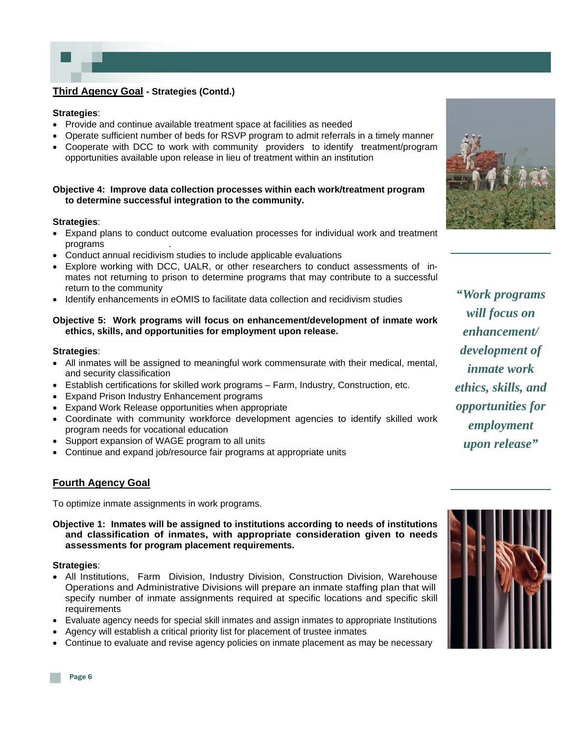## Third Agency Goal - Strategies (Contd.)

**Strategies**:

- Provide and continue available treatment space at facilities as needed
- Operate sufficient number of beds for RSVP program to admit referrals in a timely manner
- Cooperate with DCC to work with community providers to identify treatment/program opportunities available upon release in lieu of treatment within an institution

**Objective 4: Improve data collection processes within each work/treatment program to determine successful integration to the community.**

**Strategies**:

- Expand plans to conduct outcome evaluation processes for individual work and treatment programs
- Conduct annual recidivism studies to include applicable evaluations
- Explore working with DCC, UALR, or other researchers to conduct assessments of inmates not returning to prison to determine programs that may contribute to a successful return to the community
- Identify enhancements in eOMIS to facilitate data collection and recidivism studies

**Objective 5: Work programs will focus on enhancement/development of inmate work ethics, skills, and opportunities for employment upon release.**

**Strategies**:

- All inmates will be assigned to meaningful work commensurate with their medical, mental, and security classification
- Establish certifications for skilled work programs – Farm, Industry, Construction, etc.
- Expand Prison Industry Enhancement programs
- Expand Work Release opportunities when appropriate
- Coordinate with community workforce development agencies to identify skilled work program needs for vocational education
- Support expansion of WAGE program to all units
- Continue and expand job/resource fair programs at appropriate units

*"Work programs will focus on enhancement/ development of inmate work ethics, skills, and opportunities for employment upon release"*

## Fourth Agency Goal

To optimize inmate assignments in work programs.

**Objective 1: Inmates will be assigned to institutions according to needs of institutions and classification of inmates, with appropriate consideration given to needs assessments for program placement requirements.**

**Strategies**:

- All Institutions, Farm Division, Industry Division, Construction Division, Warehouse Operations and Administrative Divisions will prepare an inmate staffing plan that will specify number of inmate assignments required at specific locations and specific skill requirements
- Evaluate agency needs for special skill inmates and assign inmates to appropriate Institutions
- Agency will establish a critical priority list for placement of trustee inmates
- Continue to evaluate and revise agency policies on inmate placement as may be necessary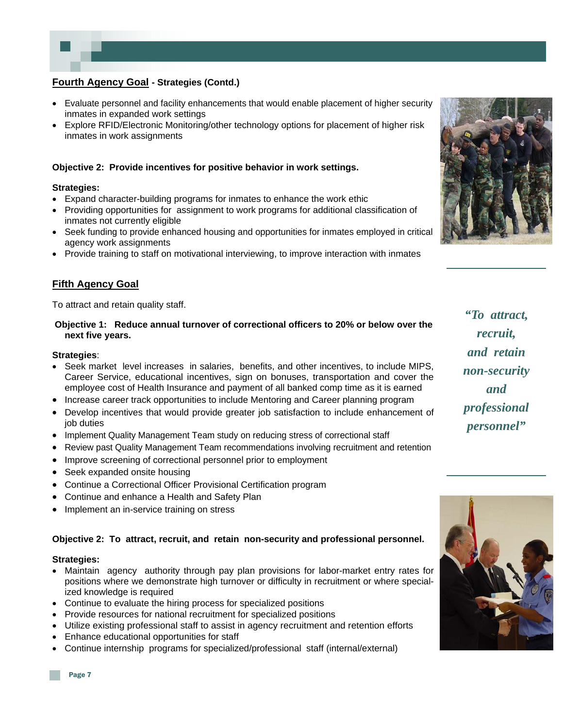**Fourth Agency Goal** - **Strategies (Contd.)**

- Evaluate personnel and facility enhancements that would enable placement of higher security inmates in expanded work settings
- Explore RFID/Electronic Monitoring/other technology options for placement of higher risk inmates in work assignments

**Objective 2: Provide incentives for positive behavior in work settings.**

**Strategies:**

- Expand character-building programs for inmates to enhance the work ethic
- Providing opportunities for assignment to work programs for additional classification of inmates not currently eligible
- Seek funding to provide enhanced housing and opportunities for inmates employed in critical agency work assignments
- Provide training to staff on motivational interviewing, to improve interaction with inmates

## Fifth Agency Goal

To attract and retain quality staff.

**Objective 1: Reduce annual turnover of correctional officers to 20% or below over the next five years.**

**Strategies**:

- Seek market level increases in salaries, benefits, and other incentives, to include MIPS, Career Service, educational incentives, sign on bonuses, transportation and cover the employee cost of Health Insurance and payment of all banked comp time as it is earned
- Increase career track opportunities to include Mentoring and Career planning program
- Develop incentives that would provide greater job satisfaction to include enhancement of job duties
- Implement Quality Management Team study on reducing stress of correctional staff
- Review past Quality Management Team recommendations involving recruitment and retention
- Improve screening of correctional personnel prior to employment
- Seek expanded onsite housing
- Continue a Correctional Officer Provisional Certification program
- Continue and enhance a Health and Safety Plan
- Implement an in-service training on stress

*"To attract, recruit, and retain non-security and professional personnel"*

**Objective 2: To attract, recruit, and retain non-security and professional personnel.**

**Strategies:**

- Maintain agency authority through pay plan provisions for labor-market entry rates for positions where we demonstrate high turnover or difficulty in recruitment or where specialized knowledge is required
- Continue to evaluate the hiring process for specialized positions
- Provide resources for national recruitment for specialized positions
- Utilize existing professional staff to assist in agency recruitment and retention efforts
- Enhance educational opportunities for staff
- Continue internship programs for specialized/professional staff (internal/external)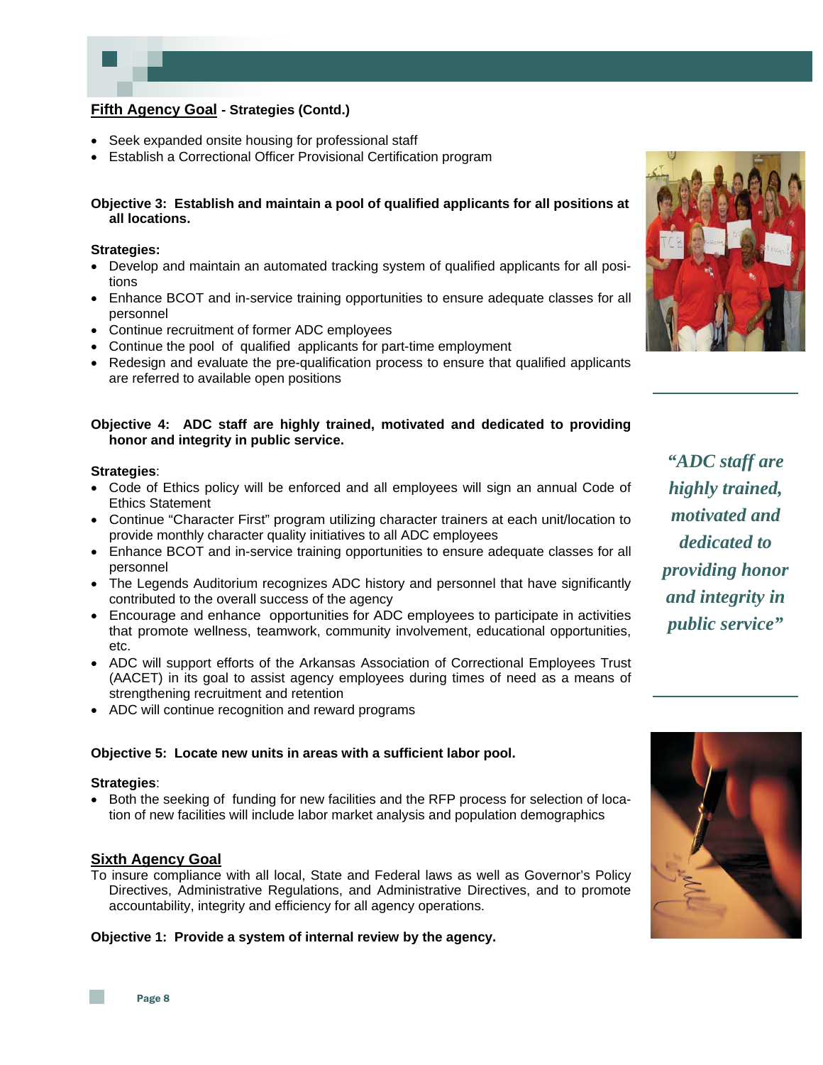**Fifth Agency Goal - Strategies (Contd.)**

- Seek expanded onsite housing for professional staff
- Establish a Correctional Officer Provisional Certification program

**Objective 3: Establish and maintain a pool of qualified applicants for all positions at all locations.**

**Strategies:**

- Develop and maintain an automated tracking system of qualified applicants for all positions
- Enhance BCOT and in-service training opportunities to ensure adequate classes for all personnel
- Continue recruitment of former ADC employees
- Continue the pool of qualified applicants for part-time employment
- Redesign and evaluate the pre-qualification process to ensure that qualified applicants are referred to available open positions

**Objective 4: ADC staff are highly trained, motivated and dedicated to providing honor and integrity in public service.**

**Strategies**:

- Code of Ethics policy will be enforced and all employees will sign an annual Code of Ethics Statement
- Continue "Character First" program utilizing character trainers at each unit/location to provide monthly character quality initiatives to all ADC employees
- Enhance BCOT and in-service training opportunities to ensure adequate classes for all personnel
- The Legends Auditorium recognizes ADC history and personnel that have significantly contributed to the overall success of the agency
- Encourage and enhance opportunities for ADC employees to participate in activities that promote wellness, teamwork, community involvement, educational opportunities, etc.
- ADC will support efforts of the Arkansas Association of Correctional Employees Trust (AACET) in its goal to assist agency employees during times of need as a means of strengthening recruitment and retention
- ADC will continue recognition and reward programs

*"ADC staff are highly trained, motivated and dedicated to providing honor and integrity in public service"*

**Objective 5: Locate new units in areas with a sufficient labor pool.**

**Strategies**:

- Both the seeking of funding for new facilities and the RFP process for selection of location of new facilities will include labor market analysis and population demographics

**Sixth Agency Goal**

To insure compliance with all local, State and Federal laws as well as Governor's Policy Directives, Administrative Regulations, and Administrative Directives, and to promote accountability, integrity and efficiency for all agency operations.

**Objective 1: Provide a system of internal review by the agency.**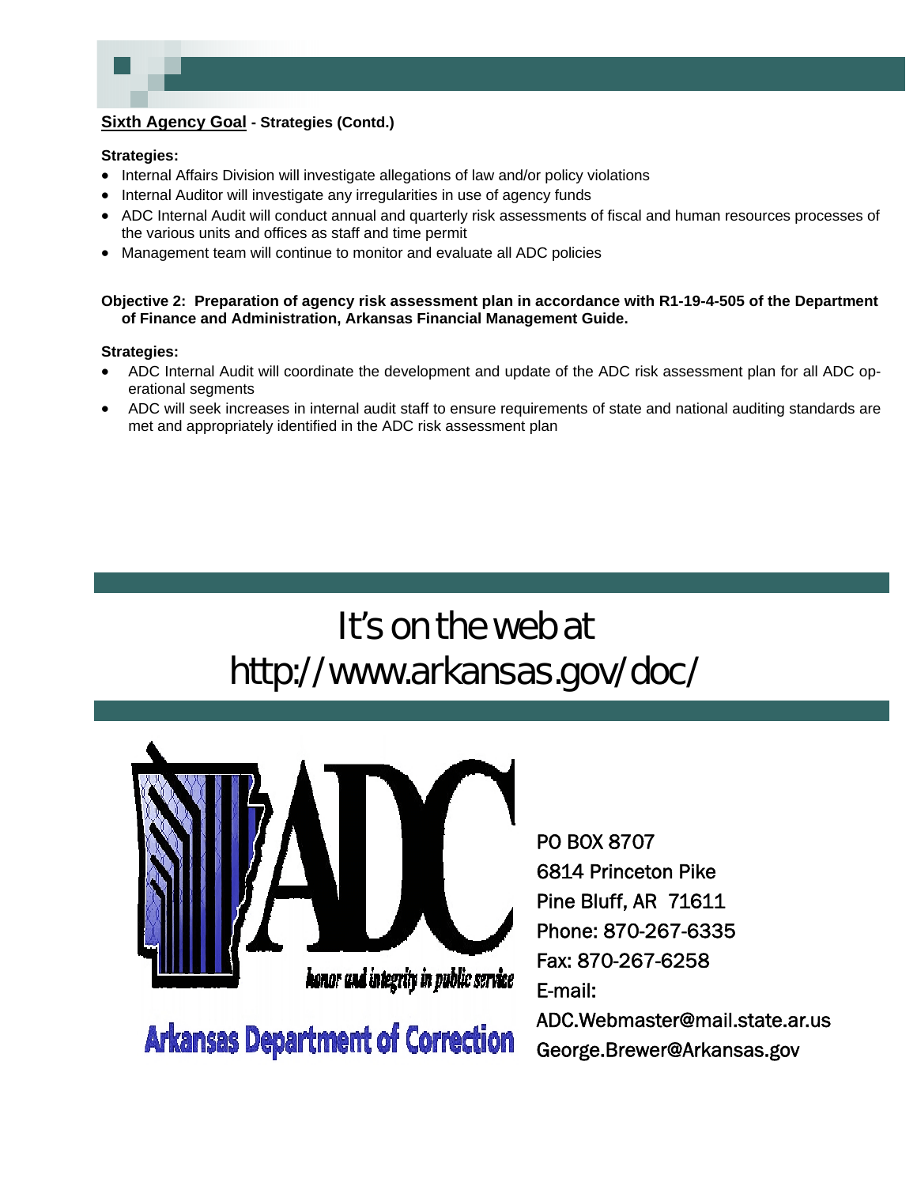**Sixth Agency Goal** - **Strategies (Contd.)**

**Strategies:**

- Internal Affairs Division will investigate allegations of law and/or policy violations
- Internal Auditor will investigate any irregularities in use of agency funds
- ADC Internal Audit will conduct annual and quarterly risk assessments of fiscal and human resources processes of the various units and offices as staff and time permit
- Management team will continue to monitor and evaluate all ADC policies

**Objective 2: Preparation of agency risk assessment plan in accordance with R1-19-4-505 of the Department of Finance and Administration, Arkansas Financial Management Guide.**

**Strategies:**

- ADC Internal Audit will coordinate the development and update of the ADC risk assessment plan for all ADC operational segments
- ADC will seek increases in internal audit staff to ensure requirements of state and national auditing standards are met and appropriately identified in the ADC risk assessment plan

## It's on the web at http://www.arkansas.gov/doc/

ADC

honor and integrity in public service

Arkansas Department of Correction

PO BOX 8707
6814 Princeton Pike
Pine Bluff, AR 71611
Phone: 870-267-6335
Fax: 870-267-6258
E-mail:
ADC.Webmaster@mail.state.ar.us
George.Brewer@Arkansas.gov